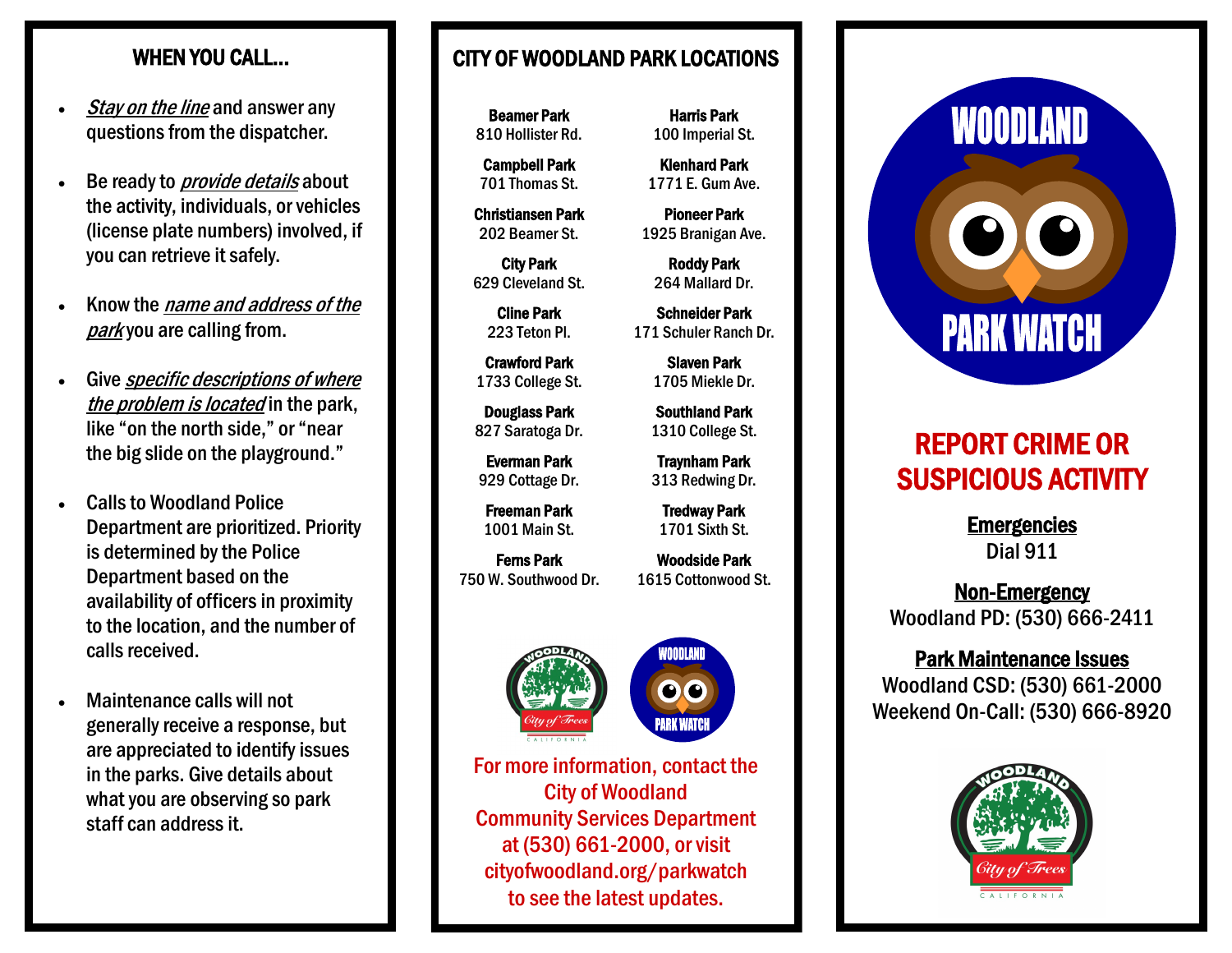## WHEN YOU CALL...

- ***Stay on the line*** and answer any questions from the dispatcher.
- Be ready to ***provide details*** about the activity, individuals, or vehicles (license plate numbers) involved, if you can retrieve it safely.
- Know the ***name and address of the park*** you are calling from.
- Give ***specific descriptions of where the problem is located*** in the park, like "on the north side," or "near the big slide on the playground."
- Calls to Woodland Police Department are prioritized. Priority is determined by the Police Department based on the availability of officers in proximity to the location, and the number of calls received.
- Maintenance calls will not generally receive a response, but are appreciated to identify issues in the parks. Give details about what you are observing so park staff can address it.

## CITY OF WOODLAND PARK LOCATIONS

**Beamer Park**
810 Hollister Rd.

**Campbell Park**
701 Thomas St.

**Christiansen Park**
202 Beamer St.

**City Park**
629 Cleveland St.

**Cline Park**
223 Teton Pl.

**Crawford Park**
1733 College St.

**Douglass Park**
827 Saratoga Dr.

**Everman Park**
929 Cottage Dr.

**Freeman Park**
1001 Main St.

**Ferns Park**
750 W. Southwood Dr.

**Harris Park**
100 Imperial St.

**Klenhard Park**
1771 E. Gum Ave.

**Pioneer Park**
1925 Branigan Ave.

**Roddy Park**
264 Mallard Dr.

**Schneider Park**
171 Schuler Ranch Dr.

**Slaven Park**
1705 Miekle Dr.

**Southland Park**
1310 College St.

**Traynham Park**
313 Redwing Dr.

**Tredway Park**
1701 Sixth St.

**Woodside Park**
1615 Cottonwood St.

For more information, contact the City of Woodland Community Services Department at (530) 661-2000, or visit cityofwoodland.org/parkwatch to see the latest updates.

# WOODLAND PARK WATCH

## REPORT CRIME OR SUSPICIOUS ACTIVITY

**Emergencies**
Dial 911

**Non-Emergency**
Woodland PD: (530) 666-2411

**Park Maintenance Issues**
Woodland CSD: (530) 661-2000
Weekend On-Call: (530) 666-8920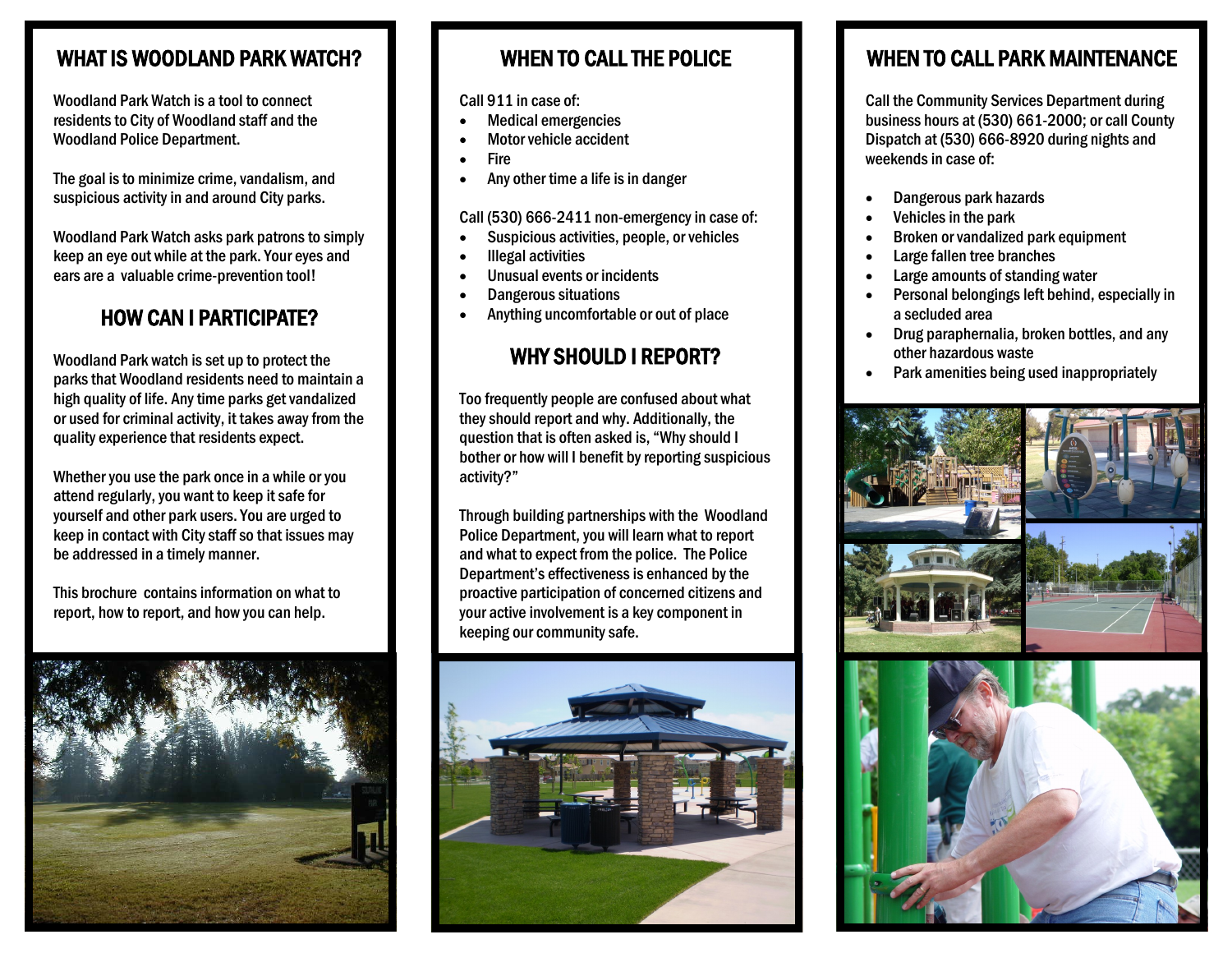## WHAT IS WOODLAND PARK WATCH?

Woodland Park Watch is a tool to connect residents to City of Woodland staff and the Woodland Police Department.

The goal is to minimize crime, vandalism, and suspicious activity in and around City parks.

Woodland Park Watch asks park patrons to simply keep an eye out while at the park. Your eyes and ears are a valuable crime-prevention tool!

## HOW CAN I PARTICIPATE?

Woodland Park watch is set up to protect the parks that Woodland residents need to maintain a high quality of life. Any time parks get vandalized or used for criminal activity, it takes away from the quality experience that residents expect.

Whether you use the park once in a while or you attend regularly, you want to keep it safe for yourself and other park users. You are urged to keep in contact with City staff so that issues may be addressed in a timely manner.

This brochure contains information on what to report, how to report, and how you can help.

## WHEN TO CALL THE POLICE

Call 911 in case of:

- Medical emergencies
- Motor vehicle accident
- Fire
- Any other time a life is in danger

Call (530) 666-2411 non-emergency in case of:

- Suspicious activities, people, or vehicles
- Illegal activities
- Unusual events or incidents
- Dangerous situations
- Anything uncomfortable or out of place

## WHY SHOULD I REPORT?

Too frequently people are confused about what they should report and why. Additionally, the question that is often asked is, "Why should I bother or how will I benefit by reporting suspicious activity?"

Through building partnerships with the Woodland Police Department, you will learn what to report and what to expect from the police. The Police Department's effectiveness is enhanced by the proactive participation of concerned citizens and your active involvement is a key component in keeping our community safe.

## WHEN TO CALL PARK MAINTENANCE

Call the Community Services Department during business hours at (530) 661-2000; or call County Dispatch at (530) 666-8920 during nights and weekends in case of:

- Dangerous park hazards
- Vehicles in the park
- Broken or vandalized park equipment
- Large fallen tree branches
- Large amounts of standing water
- Personal belongings left behind, especially in a secluded area
- Drug paraphernalia, broken bottles, and any other hazardous waste
- Park amenities being used inappropriately